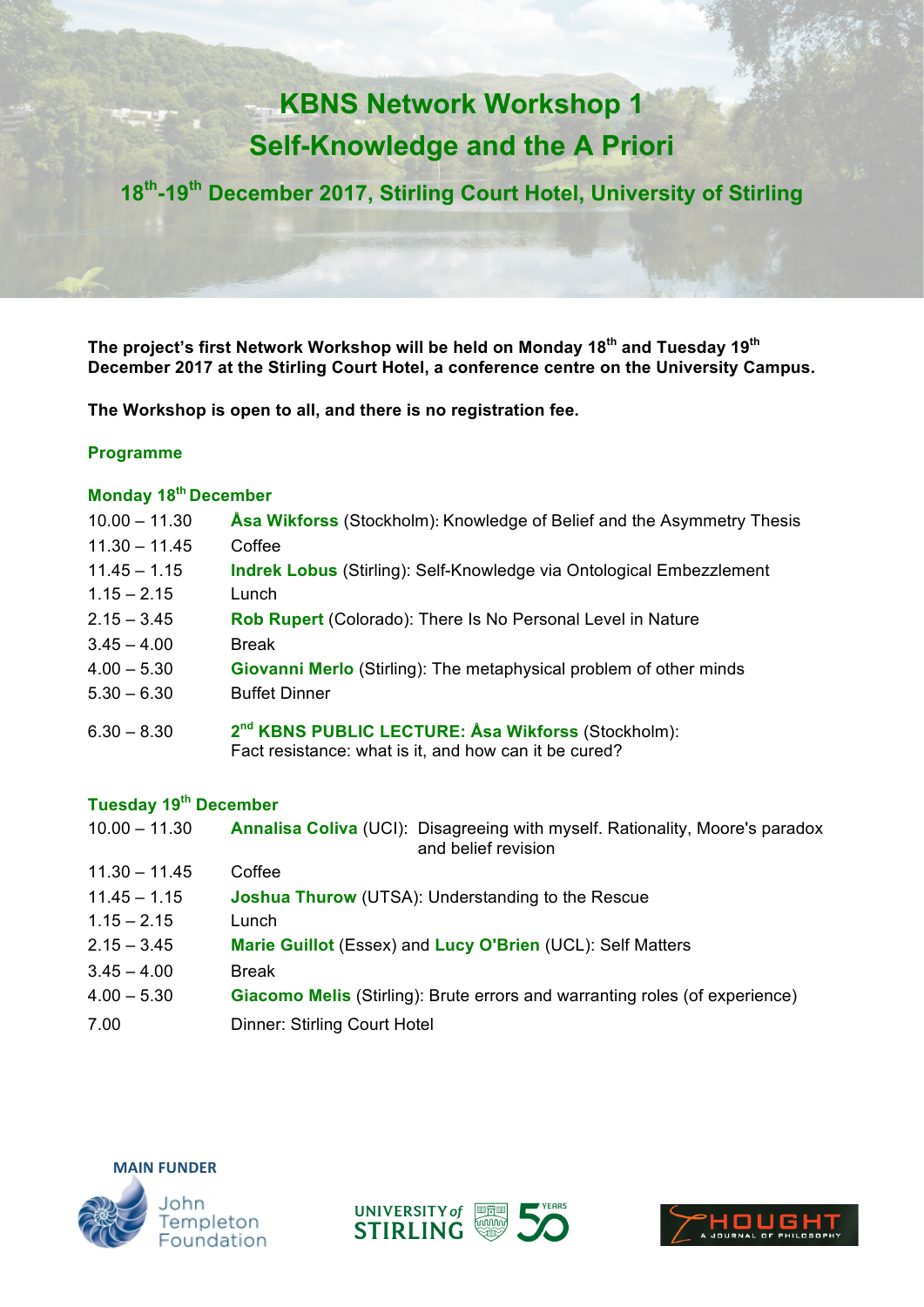# KBNS Network Workshop 1
# Self-Knowledge and the A Priori

## 18th-19th December 2017, Stirling Court Hotel, University of Stirling

**The project's first Network Workshop will be held on Monday 18th and Tuesday 19th December 2017 at the Stirling Court Hotel, a conference centre on the University Campus.**

**The Workshop is open to all, and there is no registration fee.**

### Programme

### Monday 18th December

| | |
|---|---|
| 10.00 – 11.30 | **Åsa Wikforss** (Stockholm): Knowledge of Belief and the Asymmetry Thesis |
| 11.30 – 11.45 | Coffee |
| 11.45 – 1.15 | **Indrek Lobus** (Stirling): Self-Knowledge via Ontological Embezzlement |
| 1.15 – 2.15 | Lunch |
| 2.15 – 3.45 | **Rob Rupert** (Colorado): There Is No Personal Level in Nature |
| 3.45 – 4.00 | Break |
| 4.00 – 5.30 | **Giovanni Merlo** (Stirling): The metaphysical problem of other minds |
| 5.30 – 6.30 | Buffet Dinner |
| 6.30 – 8.30 | **2nd KBNS PUBLIC LECTURE: Åsa Wikforss** (Stockholm): Fact resistance: what is it, and how can it be cured? |

### Tuesday 19th December

| | |
|---|---|
| 10.00 – 11.30 | **Annalisa Coliva** (UCI): Disagreeing with myself. Rationality, Moore's paradox and belief revision |
| 11.30 – 11.45 | Coffee |
| 11.45 – 1.15 | **Joshua Thurow** (UTSA): Understanding to the Rescue |
| 1.15 – 2.15 | Lunch |
| 2.15 – 3.45 | **Marie Guillot** (Essex) and **Lucy O'Brien** (UCL): Self Matters |
| 3.45 – 4.00 | Break |
| 4.00 – 5.30 | **Giacomo Melis** (Stirling): Brute errors and warranting roles (of experience) |
| 7.00 | Dinner: Stirling Court Hotel |

MAIN FUNDER

John Templeton Foundation

UNIVERSITY of STIRLING 50 YEARS

THOUGHT A JOURNAL OF PHILOSOPHY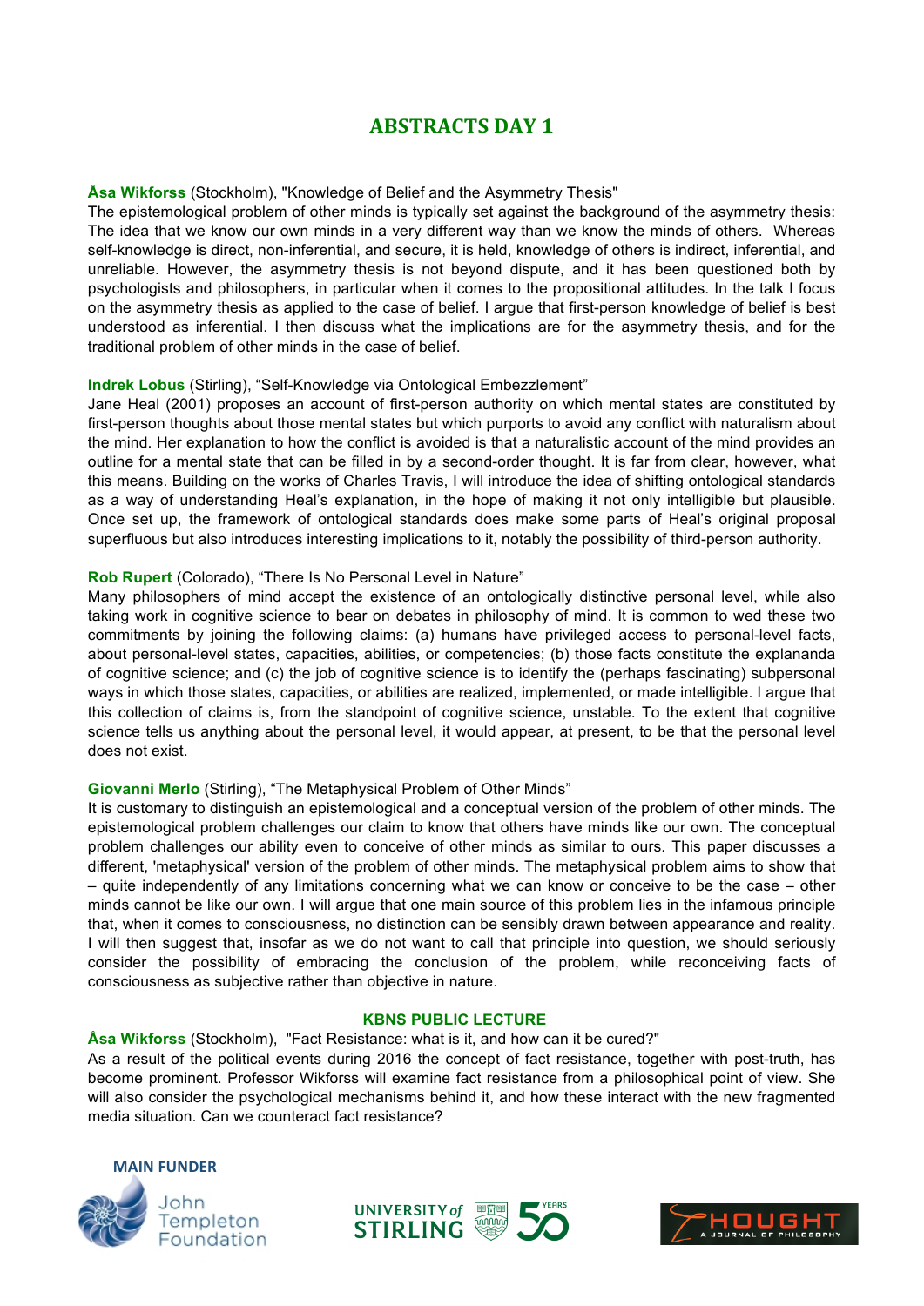# ABSTRACTS DAY 1

**Åsa Wikforss** (Stockholm), "Knowledge of Belief and the Asymmetry Thesis"
The epistemological problem of other minds is typically set against the background of the asymmetry thesis: The idea that we know our own minds in a very different way than we know the minds of others. Whereas self-knowledge is direct, non-inferential, and secure, it is held, knowledge of others is indirect, inferential, and unreliable. However, the asymmetry thesis is not beyond dispute, and it has been questioned both by psychologists and philosophers, in particular when it comes to the propositional attitudes. In the talk I focus on the asymmetry thesis as applied to the case of belief. I argue that first-person knowledge of belief is best understood as inferential. I then discuss what the implications are for the asymmetry thesis, and for the traditional problem of other minds in the case of belief.

**Indrek Lobus** (Stirling), "Self-Knowledge via Ontological Embezzlement"
Jane Heal (2001) proposes an account of first-person authority on which mental states are constituted by first-person thoughts about those mental states but which purports to avoid any conflict with naturalism about the mind. Her explanation to how the conflict is avoided is that a naturalistic account of the mind provides an outline for a mental state that can be filled in by a second-order thought. It is far from clear, however, what this means. Building on the works of Charles Travis, I will introduce the idea of shifting ontological standards as a way of understanding Heal's explanation, in the hope of making it not only intelligible but plausible. Once set up, the framework of ontological standards does make some parts of Heal's original proposal superfluous but also introduces interesting implications to it, notably the possibility of third-person authority.

**Rob Rupert** (Colorado), "There Is No Personal Level in Nature"
Many philosophers of mind accept the existence of an ontologically distinctive personal level, while also taking work in cognitive science to bear on debates in philosophy of mind. It is common to wed these two commitments by joining the following claims: (a) humans have privileged access to personal-level facts, about personal-level states, capacities, abilities, or competencies; (b) those facts constitute the explananda of cognitive science; and (c) the job of cognitive science is to identify the (perhaps fascinating) subpersonal ways in which those states, capacities, or abilities are realized, implemented, or made intelligible. I argue that this collection of claims is, from the standpoint of cognitive science, unstable. To the extent that cognitive science tells us anything about the personal level, it would appear, at present, to be that the personal level does not exist.

**Giovanni Merlo** (Stirling), "The Metaphysical Problem of Other Minds"
It is customary to distinguish an epistemological and a conceptual version of the problem of other minds. The epistemological problem challenges our claim to know that others have minds like our own. The conceptual problem challenges our ability even to conceive of other minds as similar to ours. This paper discusses a different, 'metaphysical' version of the problem of other minds. The metaphysical problem aims to show that – quite independently of any limitations concerning what we can know or conceive to be the case – other minds cannot be like our own. I will argue that one main source of this problem lies in the infamous principle that, when it comes to consciousness, no distinction can be sensibly drawn between appearance and reality. I will then suggest that, insofar as we do not want to call that principle into question, we should seriously consider the possibility of embracing the conclusion of the problem, while reconceiving facts of consciousness as subjective rather than objective in nature.

## KBNS PUBLIC LECTURE

**Åsa Wikforss** (Stockholm), "Fact Resistance: what is it, and how can it be cured?"
As a result of the political events during 2016 the concept of fact resistance, together with post-truth, has become prominent. Professor Wikforss will examine fact resistance from a philosophical point of view. She will also consider the psychological mechanisms behind it, and how these interact with the new fragmented media situation. Can we counteract fact resistance?

MAIN FUNDER

John Templeton Foundation

UNIVERSITY of STIRLING 50 YEARS

THOUGHT A JOURNAL OF PHILOSOPHY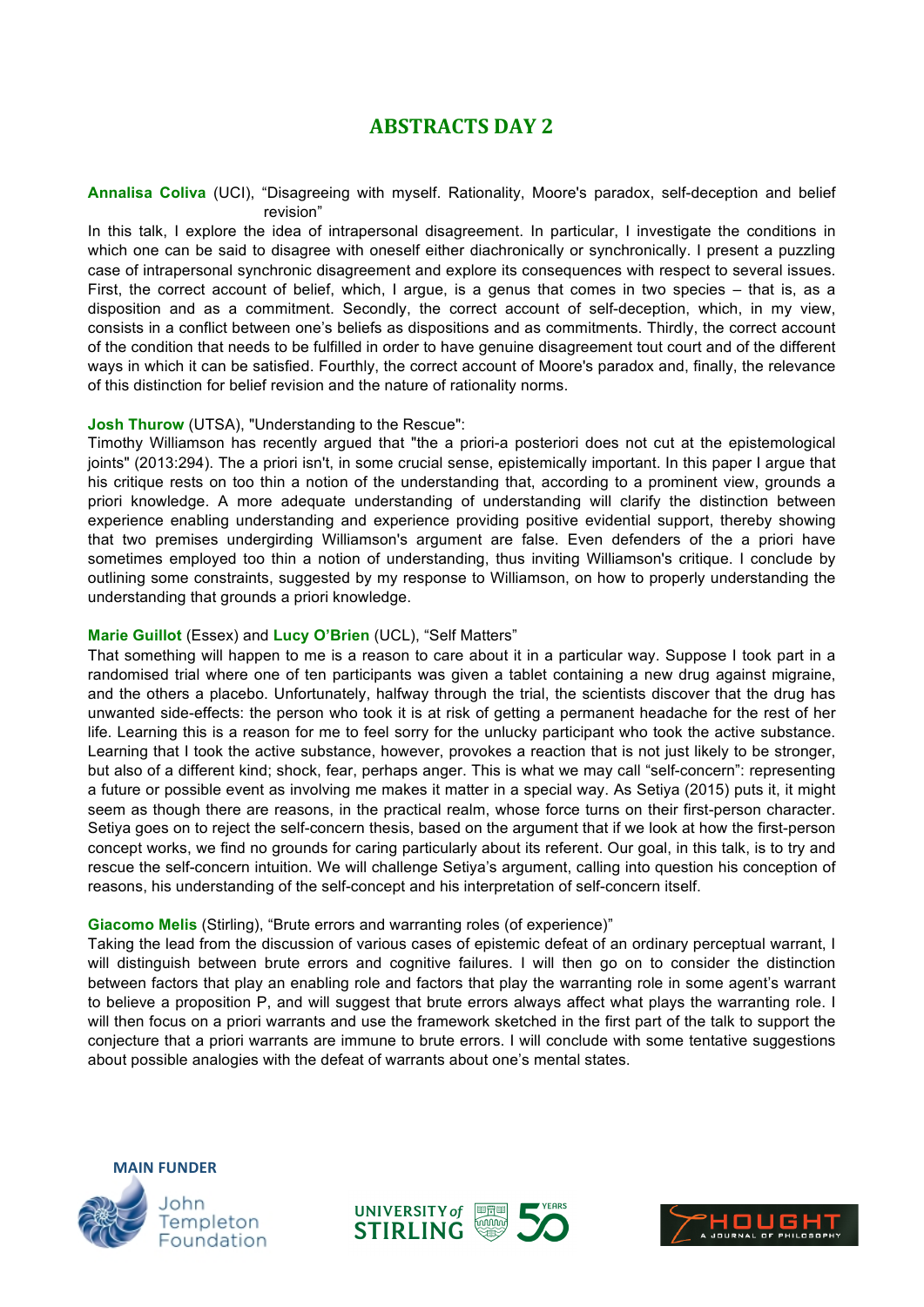# ABSTRACTS DAY 2

**Annalisa Coliva** (UCI), "Disagreeing with myself. Rationality, Moore's paradox, self-deception and belief revision"

In this talk, I explore the idea of intrapersonal disagreement. In particular, I investigate the conditions in which one can be said to disagree with oneself either diachronically or synchronically. I present a puzzling case of intrapersonal synchronic disagreement and explore its consequences with respect to several issues. First, the correct account of belief, which, I argue, is a genus that comes in two species – that is, as a disposition and as a commitment. Secondly, the correct account of self-deception, which, in my view, consists in a conflict between one's beliefs as dispositions and as commitments. Thirdly, the correct account of the condition that needs to be fulfilled in order to have genuine disagreement tout court and of the different ways in which it can be satisfied. Fourthly, the correct account of Moore's paradox and, finally, the relevance of this distinction for belief revision and the nature of rationality norms.

**Josh Thurow** (UTSA), "Understanding to the Rescue":

Timothy Williamson has recently argued that "the a priori-a posteriori does not cut at the epistemological joints" (2013:294). The a priori isn't, in some crucial sense, epistemically important. In this paper I argue that his critique rests on too thin a notion of the understanding that, according to a prominent view, grounds a priori knowledge. A more adequate understanding of understanding will clarify the distinction between experience enabling understanding and experience providing positive evidential support, thereby showing that two premises undergirding Williamson's argument are false. Even defenders of the a priori have sometimes employed too thin a notion of understanding, thus inviting Williamson's critique. I conclude by outlining some constraints, suggested by my response to Williamson, on how to properly understanding the understanding that grounds a priori knowledge.

**Marie Guillot** (Essex) and **Lucy O'Brien** (UCL), "Self Matters"

That something will happen to me is a reason to care about it in a particular way. Suppose I took part in a randomised trial where one of ten participants was given a tablet containing a new drug against migraine, and the others a placebo. Unfortunately, halfway through the trial, the scientists discover that the drug has unwanted side-effects: the person who took it is at risk of getting a permanent headache for the rest of her life. Learning this is a reason for me to feel sorry for the unlucky participant who took the active substance. Learning that I took the active substance, however, provokes a reaction that is not just likely to be stronger, but also of a different kind; shock, fear, perhaps anger. This is what we may call "self-concern": representing a future or possible event as involving me makes it matter in a special way. As Setiya (2015) puts it, it might seem as though there are reasons, in the practical realm, whose force turns on their first-person character. Setiya goes on to reject the self-concern thesis, based on the argument that if we look at how the first-person concept works, we find no grounds for caring particularly about its referent. Our goal, in this talk, is to try and rescue the self-concern intuition. We will challenge Setiya's argument, calling into question his conception of reasons, his understanding of the self-concept and his interpretation of self-concern itself.

**Giacomo Melis** (Stirling), "Brute errors and warranting roles (of experience)"

Taking the lead from the discussion of various cases of epistemic defeat of an ordinary perceptual warrant, I will distinguish between brute errors and cognitive failures. I will then go on to consider the distinction between factors that play an enabling role and factors that play the warranting role in some agent's warrant to believe a proposition P, and will suggest that brute errors always affect what plays the warranting role. I will then focus on a priori warrants and use the framework sketched in the first part of the talk to support the conjecture that a priori warrants are immune to brute errors. I will conclude with some tentative suggestions about possible analogies with the defeat of warrants about one's mental states.

MAIN FUNDER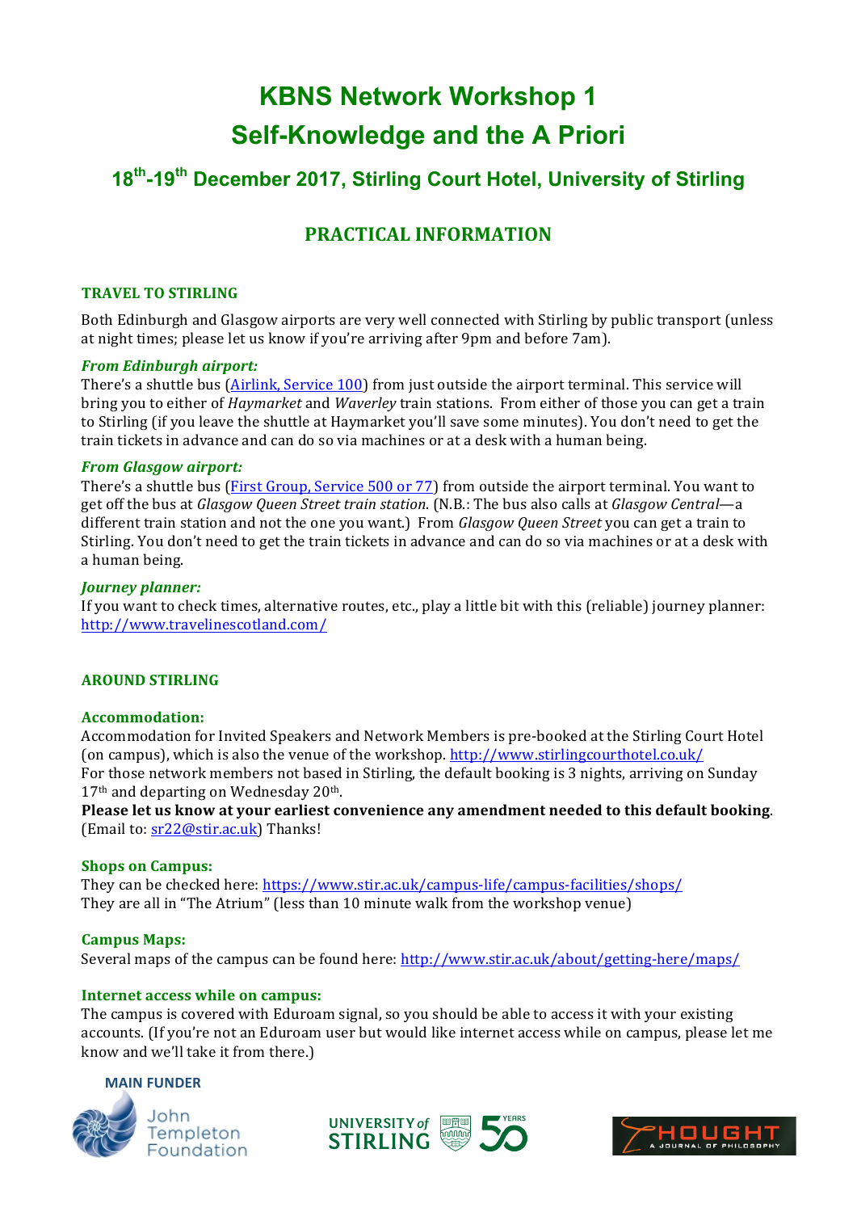# KBNS Network Workshop 1
# Self-Knowledge and the A Priori

## 18th-19th December 2017, Stirling Court Hotel, University of Stirling

## PRACTICAL INFORMATION

### TRAVEL TO STIRLING

Both Edinburgh and Glasgow airports are very well connected with Stirling by public transport (unless at night times; please let us know if you're arriving after 9pm and before 7am).

#### *From Edinburgh airport:*

There's a shuttle bus (Airlink, Service 100) from just outside the airport terminal. This service will bring you to either of *Haymarket* and *Waverley* train stations. From either of those you can get a train to Stirling (if you leave the shuttle at Haymarket you'll save some minutes). You don't need to get the train tickets in advance and can do so via machines or at a desk with a human being.

#### *From Glasgow airport:*

There's a shuttle bus (First Group, Service 500 or 77) from outside the airport terminal. You want to get off the bus at *Glasgow Queen Street train station*. (N.B.: The bus also calls at *Glasgow Central*—a different train station and not the one you want.) From *Glasgow Queen Street* you can get a train to Stirling. You don't need to get the train tickets in advance and can do so via machines or at a desk with a human being.

#### *Journey planner:*

If you want to check times, alternative routes, etc., play a little bit with this (reliable) journey planner: http://www.travelinescotland.com/

### AROUND STIRLING

#### Accommodation:

Accommodation for Invited Speakers and Network Members is pre-booked at the Stirling Court Hotel (on campus), which is also the venue of the workshop. http://www.stirlingcourthotel.co.uk/

For those network members not based in Stirling, the default booking is 3 nights, arriving on Sunday 17th and departing on Wednesday 20th.

**Please let us know at your earliest convenience any amendment needed to this default booking**. (Email to: sr22@stir.ac.uk) Thanks!

#### Shops on Campus:

They can be checked here: https://www.stir.ac.uk/campus-life/campus-facilities/shops/

They are all in "The Atrium" (less than 10 minute walk from the workshop venue)

#### Campus Maps:

Several maps of the campus can be found here: http://www.stir.ac.uk/about/getting-here/maps/

#### Internet access while on campus:

The campus is covered with Eduroam signal, so you should be able to access it with your existing accounts. (If you're not an Eduroam user but would like internet access while on campus, please let me know and we'll take it from there.)

MAIN FUNDER

John Templeton Foundation

UNIVERSITY of STIRLING 50 YEARS

THOUGHT A JOURNAL OF PHILOSOPHY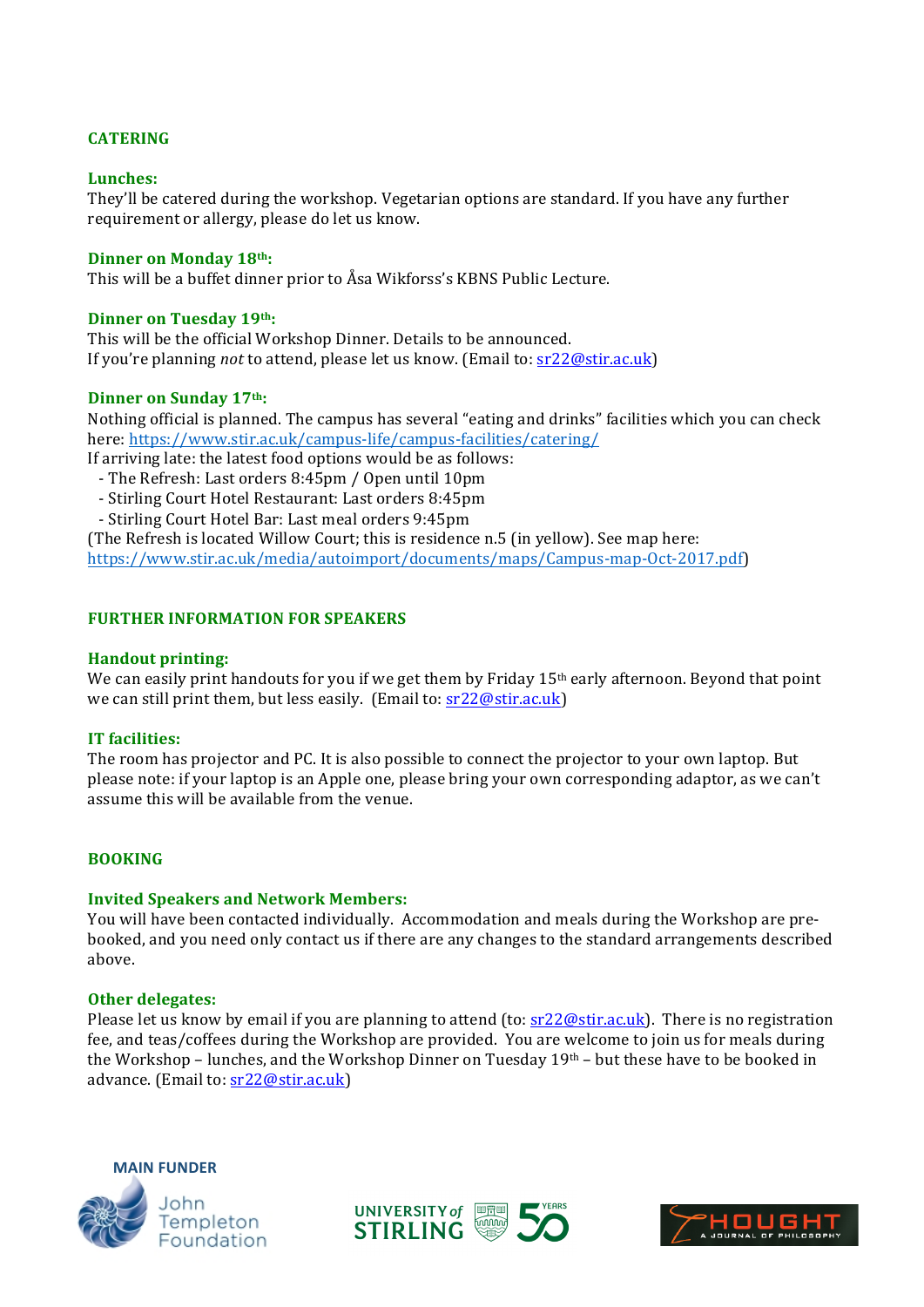## CATERING

### Lunches:

They'll be catered during the workshop. Vegetarian options are standard. If you have any further requirement or allergy, please do let us know.

### Dinner on Monday 18th:

This will be a buffet dinner prior to Åsa Wikforss's KBNS Public Lecture.

### Dinner on Tuesday 19th:

This will be the official Workshop Dinner. Details to be announced.
If you're planning *not* to attend, please let us know. (Email to: sr22@stir.ac.uk)

### Dinner on Sunday 17th:

Nothing official is planned. The campus has several "eating and drinks" facilities which you can check here: https://www.stir.ac.uk/campus-life/campus-facilities/catering/

If arriving late: the latest food options would be as follows:

- The Refresh: Last orders 8:45pm / Open until 10pm
- Stirling Court Hotel Restaurant: Last orders 8:45pm
- Stirling Court Hotel Bar: Last meal orders 9:45pm

(The Refresh is located Willow Court; this is residence n.5 (in yellow). See map here: https://www.stir.ac.uk/media/autoimport/documents/maps/Campus-map-Oct-2017.pdf)

## FURTHER INFORMATION FOR SPEAKERS

### Handout printing:

We can easily print handouts for you if we get them by Friday 15th early afternoon. Beyond that point we can still print them, but less easily. (Email to: sr22@stir.ac.uk)

### IT facilities:

The room has projector and PC. It is also possible to connect the projector to your own laptop. But please note: if your laptop is an Apple one, please bring your own corresponding adaptor, as we can't assume this will be available from the venue.

## BOOKING

### Invited Speakers and Network Members:

You will have been contacted individually. Accommodation and meals during the Workshop are pre-booked, and you need only contact us if there are any changes to the standard arrangements described above.

### Other delegates:

Please let us know by email if you are planning to attend (to: sr22@stir.ac.uk). There is no registration fee, and teas/coffees during the Workshop are provided. You are welcome to join us for meals during the Workshop – lunches, and the Workshop Dinner on Tuesday 19th – but these have to be booked in advance. (Email to: sr22@stir.ac.uk)

MAIN FUNDER

John Templeton Foundation

UNIVERSITY of STIRLING 50 YEARS

THOUGHT A JOURNAL OF PHILOSOPHY